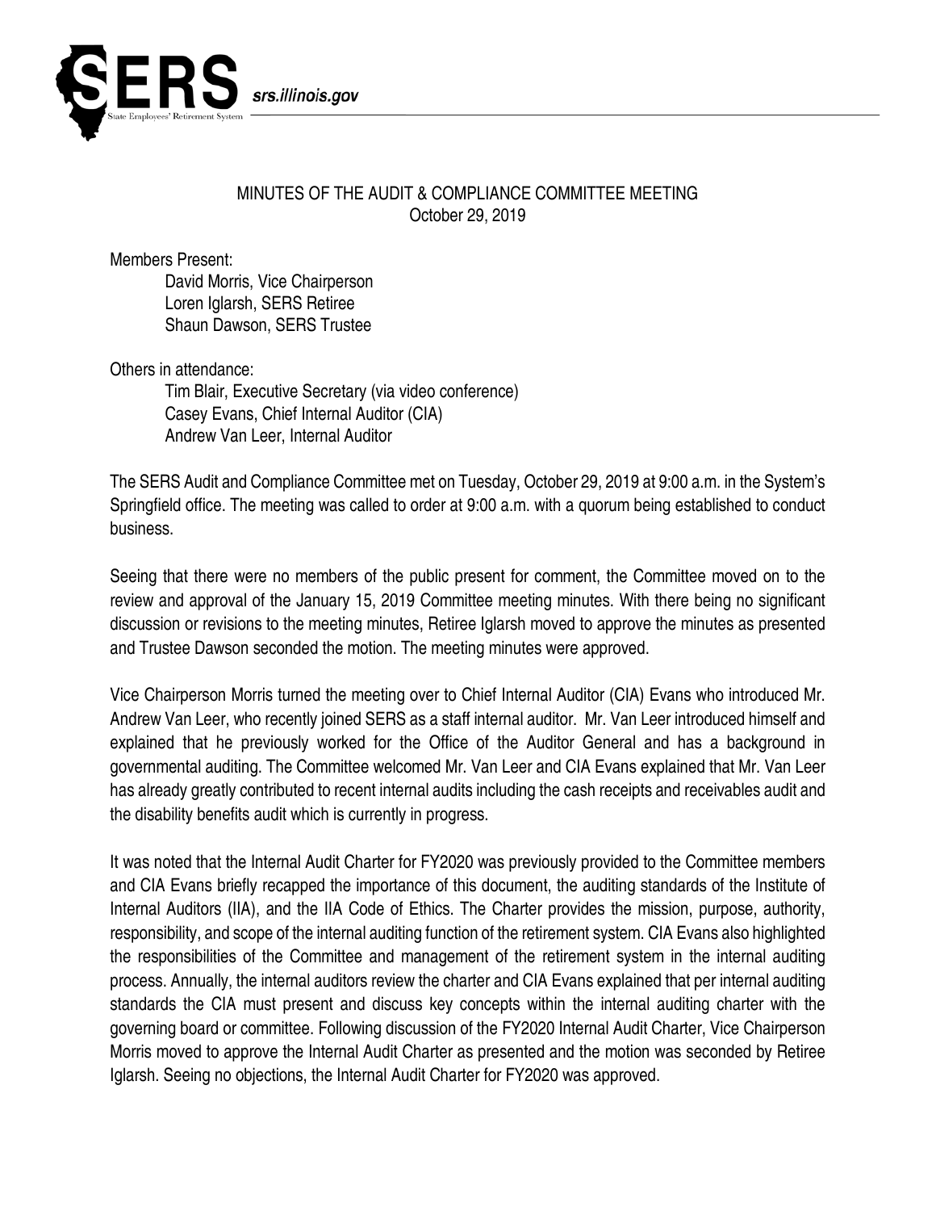MINUTES OF THE AUDIT & COMPLIANCE COMMITTEE MEETING
October 29, 2019

Members Present:

- David Morris, Vice Chairperson
- Loren Iglarsh, SERS Retiree
- Shaun Dawson, SERS Trustee

Others in attendance:

- Tim Blair, Executive Secretary (via video conference)
- Casey Evans, Chief Internal Auditor (CIA)
- Andrew Van Leer, Internal Auditor

The SERS Audit and Compliance Committee met on Tuesday, October 29, 2019 at 9:00 a.m. in the System's Springfield office. The meeting was called to order at 9:00 a.m. with a quorum being established to conduct business.

Seeing that there were no members of the public present for comment, the Committee moved on to the review and approval of the January 15, 2019 Committee meeting minutes. With there being no significant discussion or revisions to the meeting minutes, Retiree Iglarsh moved to approve the minutes as presented and Trustee Dawson seconded the motion. The meeting minutes were approved.

Vice Chairperson Morris turned the meeting over to Chief Internal Auditor (CIA) Evans who introduced Mr. Andrew Van Leer, who recently joined SERS as a staff internal auditor. Mr. Van Leer introduced himself and explained that he previously worked for the Office of the Auditor General and has a background in governmental auditing. The Committee welcomed Mr. Van Leer and CIA Evans explained that Mr. Van Leer has already greatly contributed to recent internal audits including the cash receipts and receivables audit and the disability benefits audit which is currently in progress.

It was noted that the Internal Audit Charter for FY2020 was previously provided to the Committee members and CIA Evans briefly recapped the importance of this document, the auditing standards of the Institute of Internal Auditors (IIA), and the IIA Code of Ethics. The Charter provides the mission, purpose, authority, responsibility, and scope of the internal auditing function of the retirement system. CIA Evans also highlighted the responsibilities of the Committee and management of the retirement system in the internal auditing process. Annually, the internal auditors review the charter and CIA Evans explained that per internal auditing standards the CIA must present and discuss key concepts within the internal auditing charter with the governing board or committee. Following discussion of the FY2020 Internal Audit Charter, Vice Chairperson Morris moved to approve the Internal Audit Charter as presented and the motion was seconded by Retiree Iglarsh. Seeing no objections, the Internal Audit Charter for FY2020 was approved.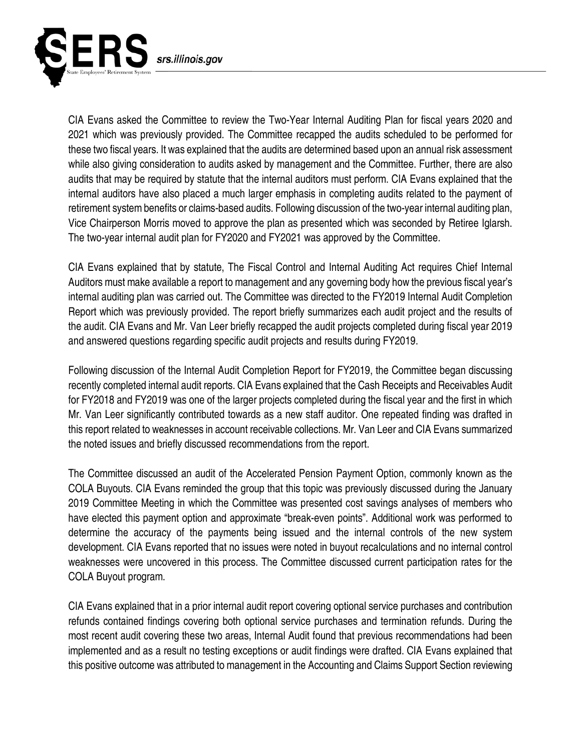CIA Evans asked the Committee to review the Two-Year Internal Auditing Plan for fiscal years 2020 and 2021 which was previously provided. The Committee recapped the audits scheduled to be performed for these two fiscal years. It was explained that the audits are determined based upon an annual risk assessment while also giving consideration to audits asked by management and the Committee. Further, there are also audits that may be required by statute that the internal auditors must perform. CIA Evans explained that the internal auditors have also placed a much larger emphasis in completing audits related to the payment of retirement system benefits or claims-based audits. Following discussion of the two-year internal auditing plan, Vice Chairperson Morris moved to approve the plan as presented which was seconded by Retiree Iglarsh. The two-year internal audit plan for FY2020 and FY2021 was approved by the Committee.

CIA Evans explained that by statute, The Fiscal Control and Internal Auditing Act requires Chief Internal Auditors must make available a report to management and any governing body how the previous fiscal year's internal auditing plan was carried out. The Committee was directed to the FY2019 Internal Audit Completion Report which was previously provided. The report briefly summarizes each audit project and the results of the audit. CIA Evans and Mr. Van Leer briefly recapped the audit projects completed during fiscal year 2019 and answered questions regarding specific audit projects and results during FY2019.

Following discussion of the Internal Audit Completion Report for FY2019, the Committee began discussing recently completed internal audit reports. CIA Evans explained that the Cash Receipts and Receivables Audit for FY2018 and FY2019 was one of the larger projects completed during the fiscal year and the first in which Mr. Van Leer significantly contributed towards as a new staff auditor. One repeated finding was drafted in this report related to weaknesses in account receivable collections. Mr. Van Leer and CIA Evans summarized the noted issues and briefly discussed recommendations from the report.

The Committee discussed an audit of the Accelerated Pension Payment Option, commonly known as the COLA Buyouts. CIA Evans reminded the group that this topic was previously discussed during the January 2019 Committee Meeting in which the Committee was presented cost savings analyses of members who have elected this payment option and approximate "break-even points". Additional work was performed to determine the accuracy of the payments being issued and the internal controls of the new system development. CIA Evans reported that no issues were noted in buyout recalculations and no internal control weaknesses were uncovered in this process. The Committee discussed current participation rates for the COLA Buyout program.

CIA Evans explained that in a prior internal audit report covering optional service purchases and contribution refunds contained findings covering both optional service purchases and termination refunds. During the most recent audit covering these two areas, Internal Audit found that previous recommendations had been implemented and as a result no testing exceptions or audit findings were drafted. CIA Evans explained that this positive outcome was attributed to management in the Accounting and Claims Support Section reviewing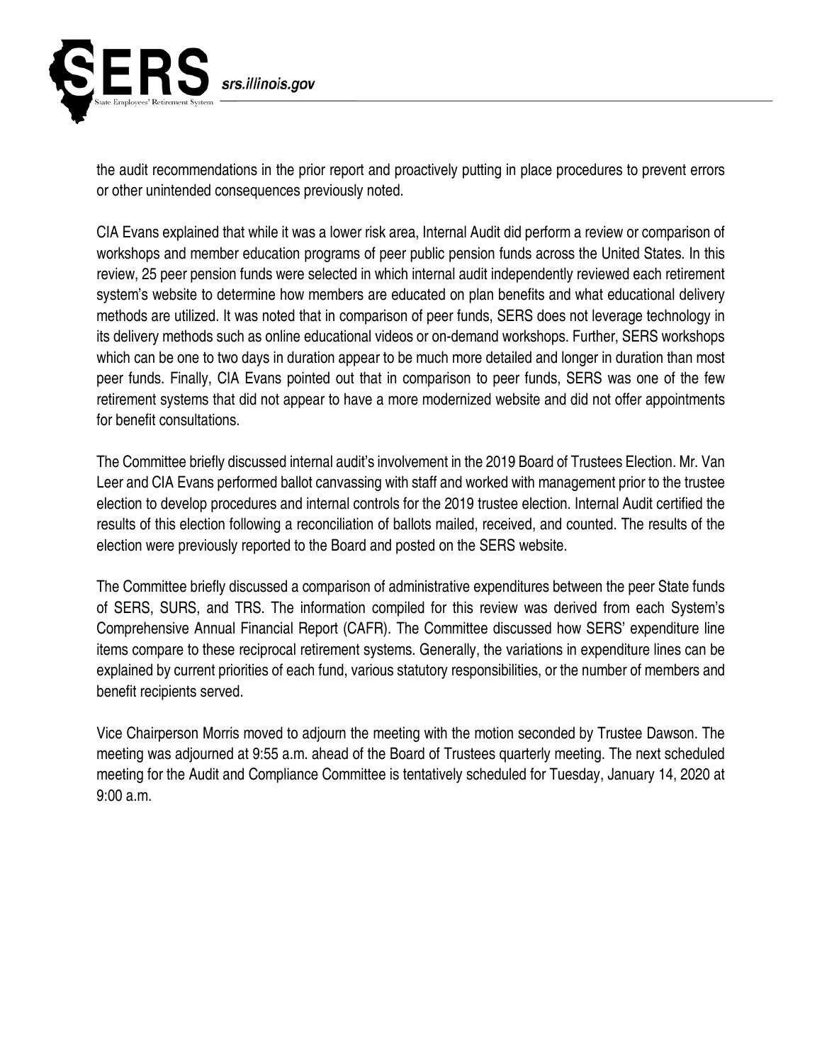the audit recommendations in the prior report and proactively putting in place procedures to prevent errors or other unintended consequences previously noted.

CIA Evans explained that while it was a lower risk area, Internal Audit did perform a review or comparison of workshops and member education programs of peer public pension funds across the United States. In this review, 25 peer pension funds were selected in which internal audit independently reviewed each retirement system's website to determine how members are educated on plan benefits and what educational delivery methods are utilized. It was noted that in comparison of peer funds, SERS does not leverage technology in its delivery methods such as online educational videos or on-demand workshops. Further, SERS workshops which can be one to two days in duration appear to be much more detailed and longer in duration than most peer funds. Finally, CIA Evans pointed out that in comparison to peer funds, SERS was one of the few retirement systems that did not appear to have a more modernized website and did not offer appointments for benefit consultations.

The Committee briefly discussed internal audit's involvement in the 2019 Board of Trustees Election. Mr. Van Leer and CIA Evans performed ballot canvassing with staff and worked with management prior to the trustee election to develop procedures and internal controls for the 2019 trustee election. Internal Audit certified the results of this election following a reconciliation of ballots mailed, received, and counted. The results of the election were previously reported to the Board and posted on the SERS website.

The Committee briefly discussed a comparison of administrative expenditures between the peer State funds of SERS, SURS, and TRS. The information compiled for this review was derived from each System's Comprehensive Annual Financial Report (CAFR). The Committee discussed how SERS' expenditure line items compare to these reciprocal retirement systems. Generally, the variations in expenditure lines can be explained by current priorities of each fund, various statutory responsibilities, or the number of members and benefit recipients served.

Vice Chairperson Morris moved to adjourn the meeting with the motion seconded by Trustee Dawson. The meeting was adjourned at 9:55 a.m. ahead of the Board of Trustees quarterly meeting. The next scheduled meeting for the Audit and Compliance Committee is tentatively scheduled for Tuesday, January 14, 2020 at 9:00 a.m.